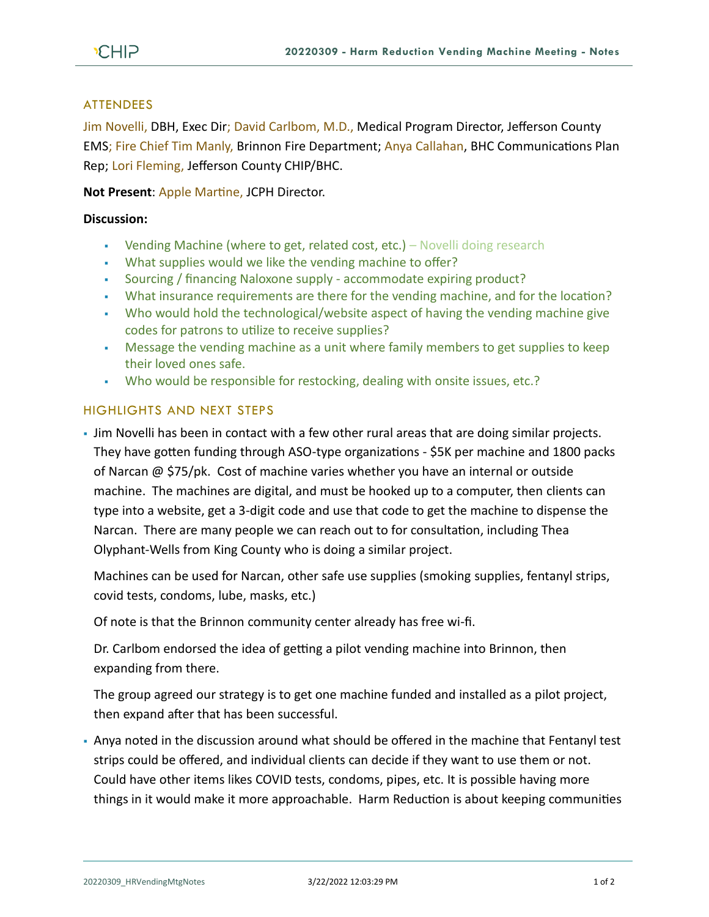## ATTENDEES

Jim Novelli, DBH, Exec Dir; David Carlbom, M.D., Medical Program Director, Jefferson County EMS; Fire Chief Tim Manly, Brinnon Fire Department; Anya Callahan, BHC Communications Plan Rep; Lori Fleming, Jefferson County CHIP/BHC.

**Not Present**: Apple Martine, JCPH Director.

**Discussion:**

- Vending Machine (where to get, related cost, etc.) – Novelli doing research
- What supplies would we like the vending machine to offer?
- Sourcing / financing Naloxone supply - accommodate expiring product?
- What insurance requirements are there for the vending machine, and for the location?
- Who would hold the technological/website aspect of having the vending machine give codes for patrons to utilize to receive supplies?
- Message the vending machine as a unit where family members to get supplies to keep their loved ones safe.
- Who would be responsible for restocking, dealing with onsite issues, etc.?

## HIGHLIGHTS AND NEXT STEPS

- Jim Novelli has been in contact with a few other rural areas that are doing similar projects. They have gotten funding through ASO-type organizations - $5K per machine and 1800 packs of Narcan @ $75/pk. Cost of machine varies whether you have an internal or outside machine. The machines are digital, and must be hooked up to a computer, then clients can type into a website, get a 3-digit code and use that code to get the machine to dispense the Narcan. There are many people we can reach out to for consultation, including Thea Olyphant-Wells from King County who is doing a similar project.

  Machines can be used for Narcan, other safe use supplies (smoking supplies, fentanyl strips, covid tests, condoms, lube, masks, etc.)

  Of note is that the Brinnon community center already has free wi-fi.

  Dr. Carlbom endorsed the idea of getting a pilot vending machine into Brinnon, then expanding from there.

  The group agreed our strategy is to get one machine funded and installed as a pilot project, then expand after that has been successful.

- Anya noted in the discussion around what should be offered in the machine that Fentanyl test strips could be offered, and individual clients can decide if they want to use them or not. Could have other items likes COVID tests, condoms, pipes, etc. It is possible having more things in it would make it more approachable. Harm Reduction is about keeping communities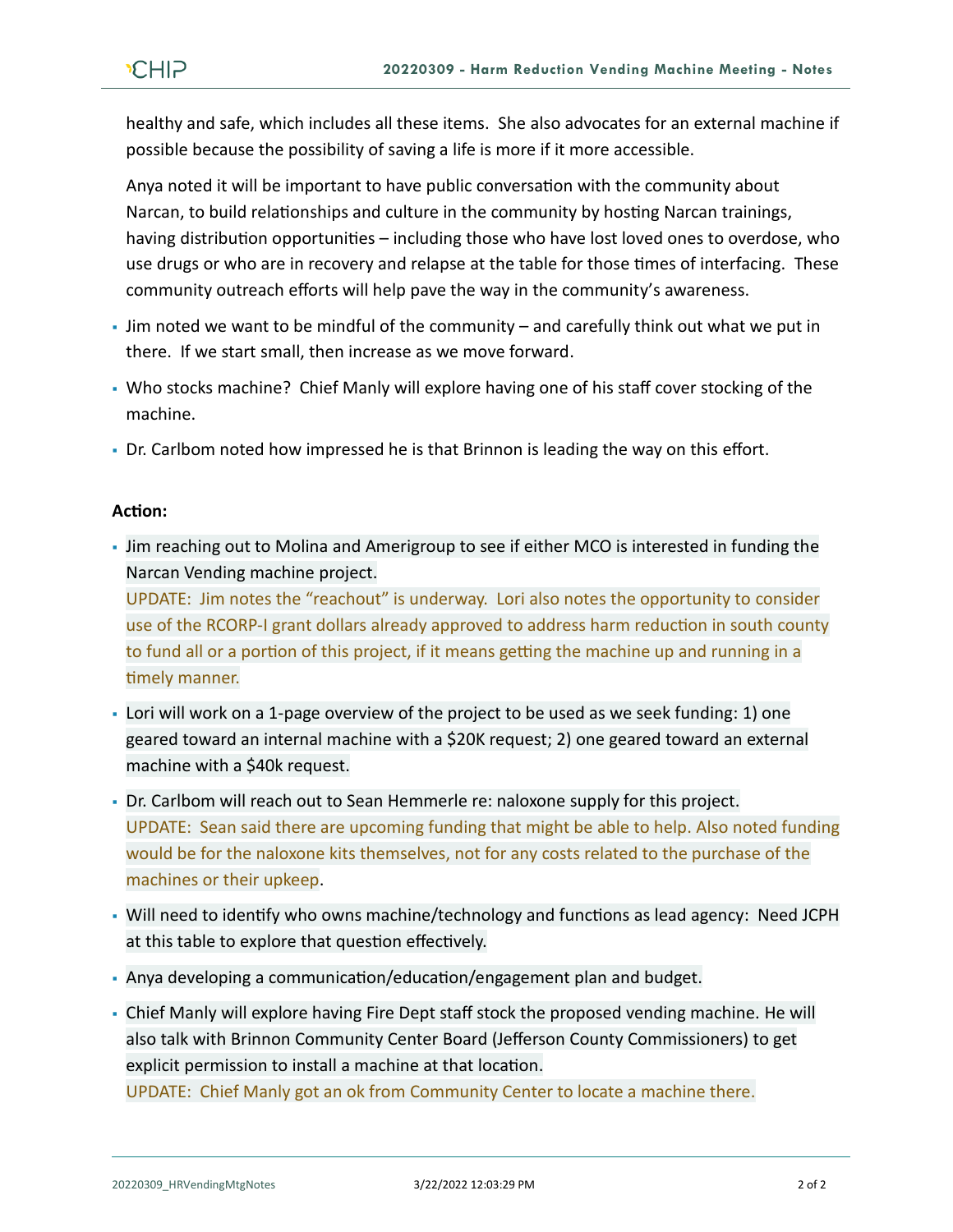healthy and safe, which includes all these items. She also advocates for an external machine if possible because the possibility of saving a life is more if it more accessible.

Anya noted it will be important to have public conversation with the community about Narcan, to build relationships and culture in the community by hosting Narcan trainings, having distribution opportunities – including those who have lost loved ones to overdose, who use drugs or who are in recovery and relapse at the table for those times of interfacing. These community outreach efforts will help pave the way in the community's awareness.

- Jim noted we want to be mindful of the community – and carefully think out what we put in there. If we start small, then increase as we move forward.
- Who stocks machine? Chief Manly will explore having one of his staff cover stocking of the machine.
- Dr. Carlbom noted how impressed he is that Brinnon is leading the way on this effort.

**Action:**

- Jim reaching out to Molina and Amerigroup to see if either MCO is interested in funding the Narcan Vending machine project.
  UPDATE: Jim notes the "reachout" is underway. Lori also notes the opportunity to consider use of the RCORP-I grant dollars already approved to address harm reduction in south county to fund all or a portion of this project, if it means getting the machine up and running in a timely manner.
- Lori will work on a 1-page overview of the project to be used as we seek funding: 1) one geared toward an internal machine with a $20K request; 2) one geared toward an external machine with a $40k request.
- Dr. Carlbom will reach out to Sean Hemmerle re: naloxone supply for this project.
  UPDATE: Sean said there are upcoming funding that might be able to help. Also noted funding would be for the naloxone kits themselves, not for any costs related to the purchase of the machines or their upkeep.
- Will need to identify who owns machine/technology and functions as lead agency: Need JCPH at this table to explore that question effectively.
- Anya developing a communication/education/engagement plan and budget.
- Chief Manly will explore having Fire Dept staff stock the proposed vending machine. He will also talk with Brinnon Community Center Board (Jefferson County Commissioners) to get explicit permission to install a machine at that location.
  UPDATE: Chief Manly got an ok from Community Center to locate a machine there.